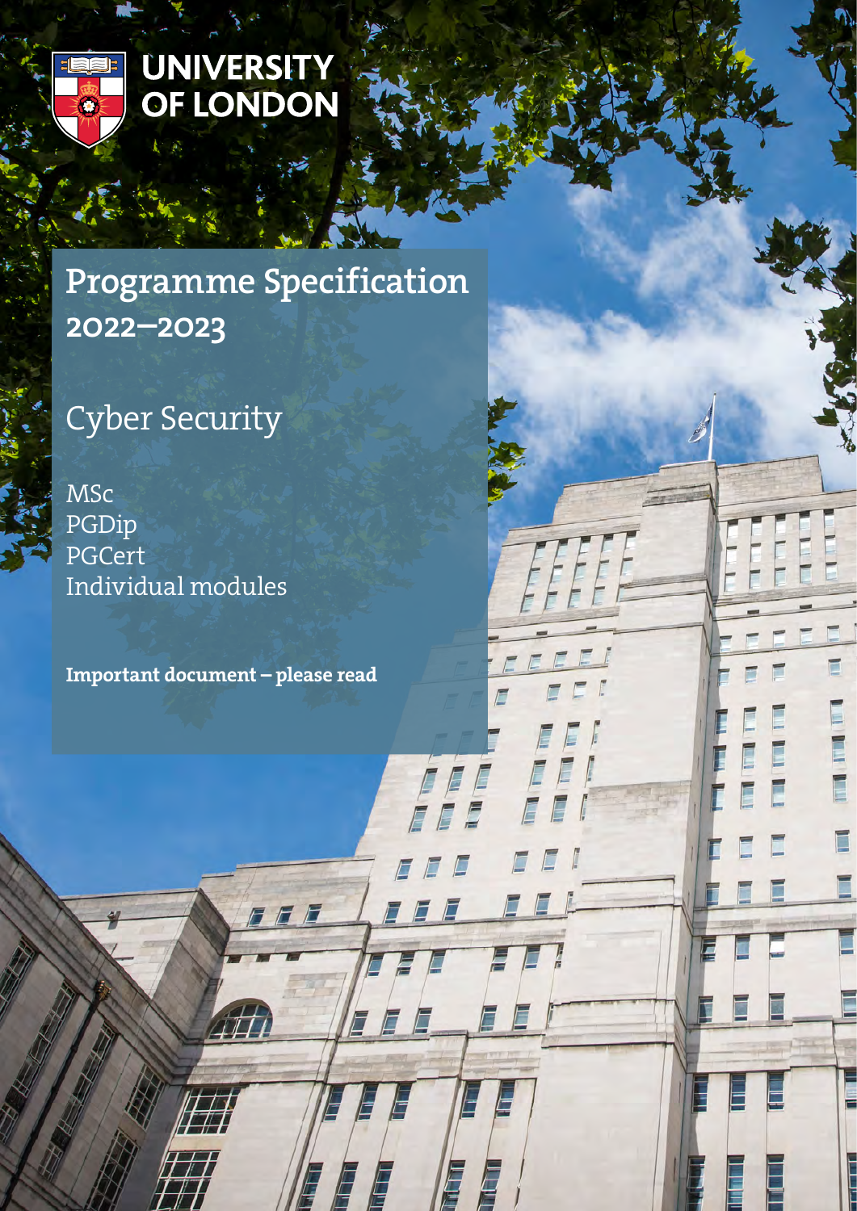UNIVERSITY OF LONDON

# Programme Specification 2022–2023

## Cyber Security

MSc
PGDip
PGCert
Individual modules

**Important document – please read**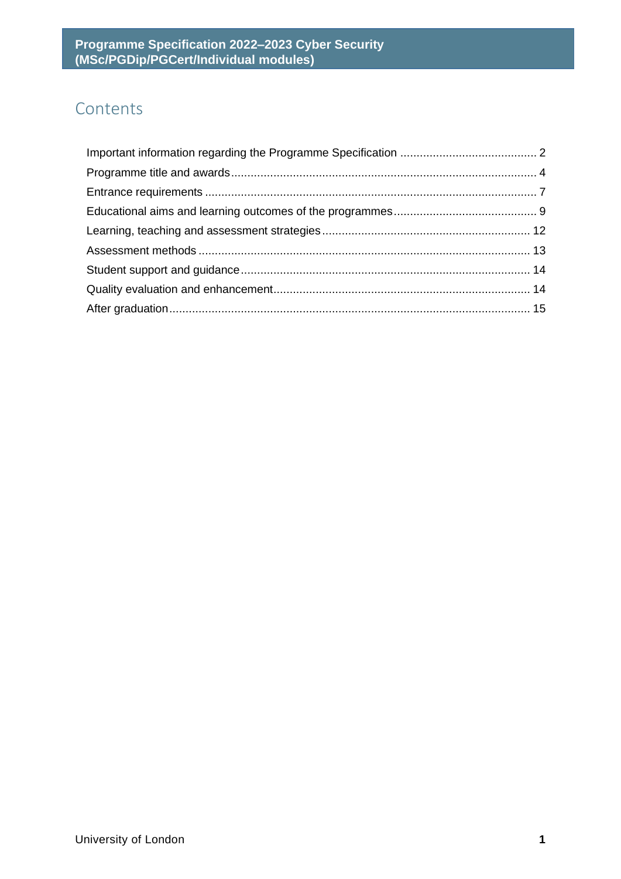# Contents

- Important information regarding the Programme Specification .......... 2
- Programme title and awards .......... 4
- Entrance requirements .......... 7
- Educational aims and learning outcomes of the programmes .......... 9
- Learning, teaching and assessment strategies .......... 12
- Assessment methods .......... 13
- Student support and guidance .......... 14
- Quality evaluation and enhancement .......... 14
- After graduation .......... 15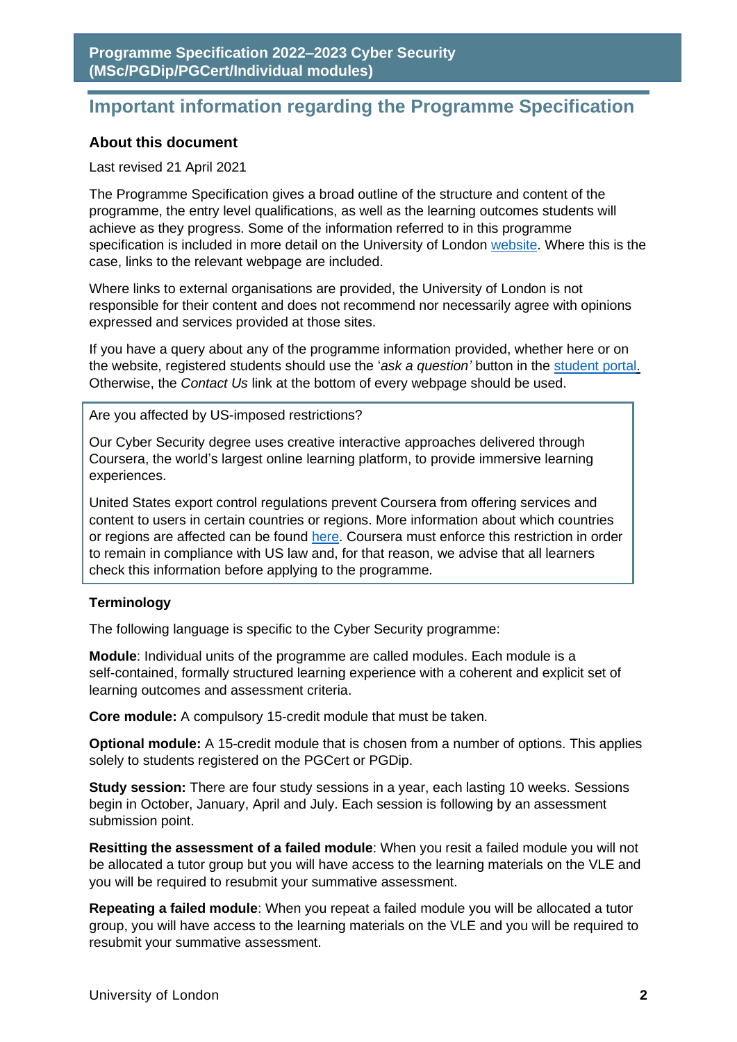# Important information regarding the Programme Specification

### About this document

Last revised 21 April 2021

The Programme Specification gives a broad outline of the structure and content of the programme, the entry level qualifications, as well as the learning outcomes students will achieve as they progress. Some of the information referred to in this programme specification is included in more detail on the University of London website. Where this is the case, links to the relevant webpage are included.

Where links to external organisations are provided, the University of London is not responsible for their content and does not recommend nor necessarily agree with opinions expressed and services provided at those sites.

If you have a query about any of the programme information provided, whether here or on the website, registered students should use the '*ask a question'* button in the student portal. Otherwise, the *Contact Us* link at the bottom of every webpage should be used.

> Are you affected by US-imposed restrictions?
>
> Our Cyber Security degree uses creative interactive approaches delivered through Coursera, the world's largest online learning platform, to provide immersive learning experiences.
>
> United States export control regulations prevent Coursera from offering services and content to users in certain countries or regions. More information about which countries or regions are affected can be found here. Coursera must enforce this restriction in order to remain in compliance with US law and, for that reason, we advise that all learners check this information before applying to the programme.

### Terminology

The following language is specific to the Cyber Security programme:

**Module**: Individual units of the programme are called modules. Each module is a self-contained, formally structured learning experience with a coherent and explicit set of learning outcomes and assessment criteria.

**Core module:** A compulsory 15-credit module that must be taken.

**Optional module:** A 15-credit module that is chosen from a number of options. This applies solely to students registered on the PGCert or PGDip.

**Study session:** There are four study sessions in a year, each lasting 10 weeks. Sessions begin in October, January, April and July. Each session is following by an assessment submission point.

**Resitting the assessment of a failed module**: When you resit a failed module you will not be allocated a tutor group but you will have access to the learning materials on the VLE and you will be required to resubmit your summative assessment.

**Repeating a failed module**: When you repeat a failed module you will be allocated a tutor group, you will have access to the learning materials on the VLE and you will be required to resubmit your summative assessment.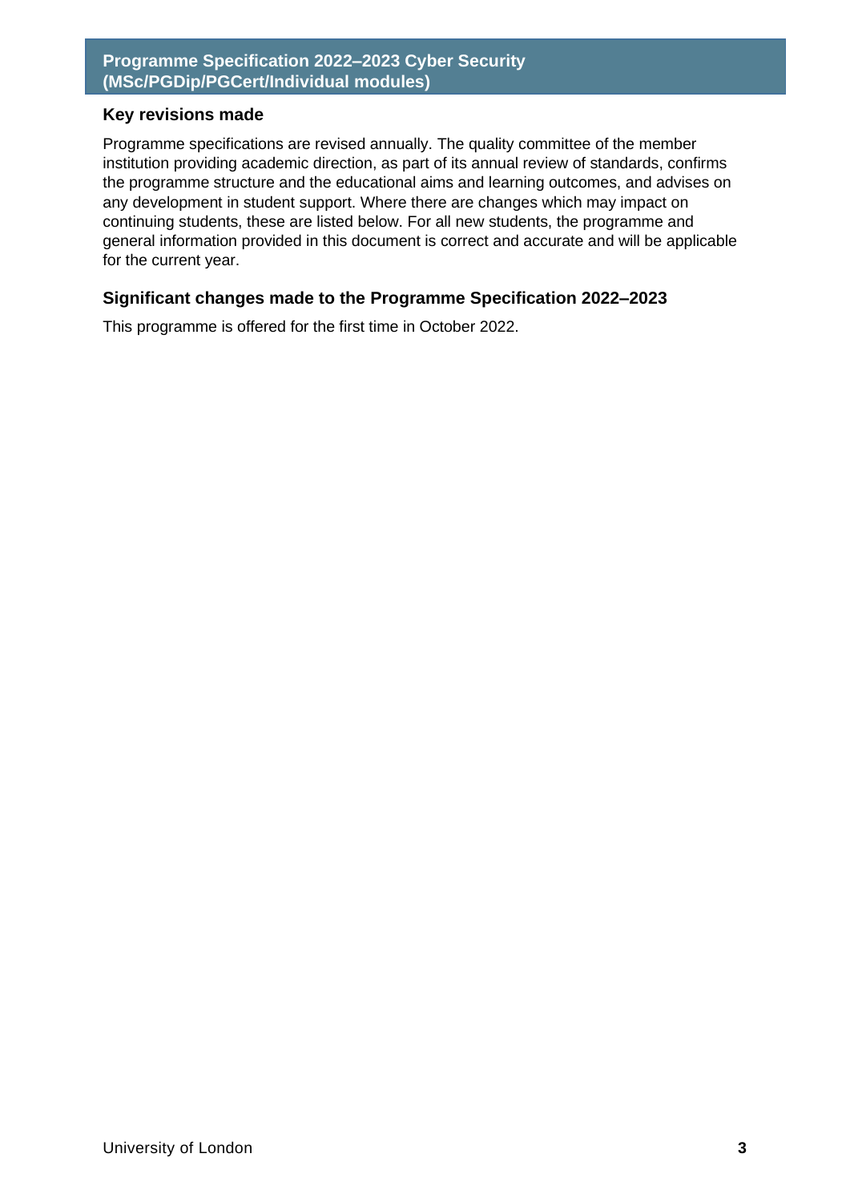## Key revisions made

Programme specifications are revised annually. The quality committee of the member institution providing academic direction, as part of its annual review of standards, confirms the programme structure and the educational aims and learning outcomes, and advises on any development in student support. Where there are changes which may impact on continuing students, these are listed below. For all new students, the programme and general information provided in this document is correct and accurate and will be applicable for the current year.

## Significant changes made to the Programme Specification 2022–2023

This programme is offered for the first time in October 2022.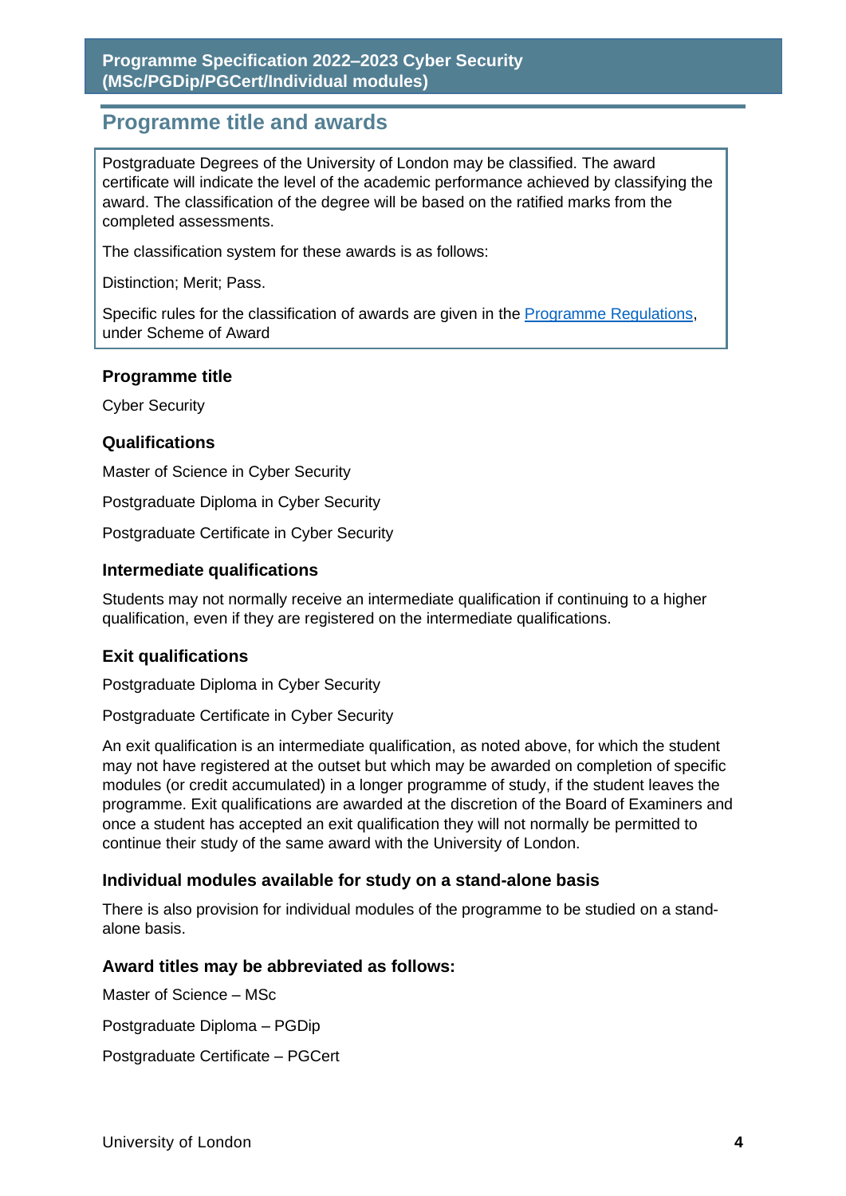## Programme title and awards

Postgraduate Degrees of the University of London may be classified. The award certificate will indicate the level of the academic performance achieved by classifying the award. The classification of the degree will be based on the ratified marks from the completed assessments.

The classification system for these awards is as follows:

Distinction; Merit; Pass.

Specific rules for the classification of awards are given in the Programme Regulations, under Scheme of Award

### Programme title

Cyber Security

### Qualifications

Master of Science in Cyber Security

Postgraduate Diploma in Cyber Security

Postgraduate Certificate in Cyber Security

### Intermediate qualifications

Students may not normally receive an intermediate qualification if continuing to a higher qualification, even if they are registered on the intermediate qualifications.

### Exit qualifications

Postgraduate Diploma in Cyber Security

Postgraduate Certificate in Cyber Security

An exit qualification is an intermediate qualification, as noted above, for which the student may not have registered at the outset but which may be awarded on completion of specific modules (or credit accumulated) in a longer programme of study, if the student leaves the programme. Exit qualifications are awarded at the discretion of the Board of Examiners and once a student has accepted an exit qualification they will not normally be permitted to continue their study of the same award with the University of London.

### Individual modules available for study on a stand-alone basis

There is also provision for individual modules of the programme to be studied on a stand-alone basis.

### Award titles may be abbreviated as follows:

Master of Science – MSc

Postgraduate Diploma – PGDip

Postgraduate Certificate – PGCert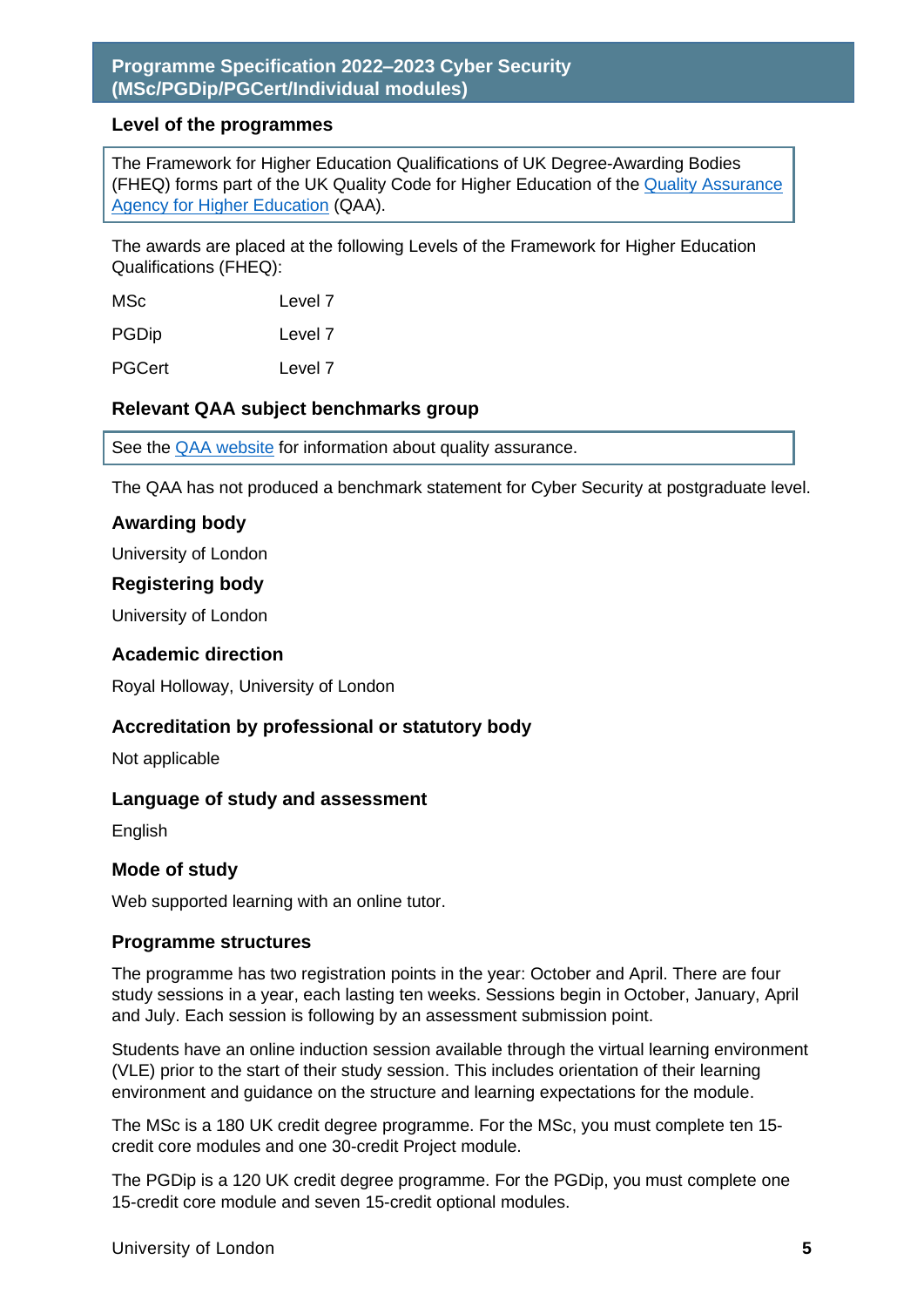## Programme Specification 2022–2023 Cyber Security (MSc/PGDip/PGCert/Individual modules)

### Level of the programmes

The Framework for Higher Education Qualifications of UK Degree-Awarding Bodies (FHEQ) forms part of the UK Quality Code for Higher Education of the [Quality Assurance Agency for Higher Education](#) (QAA).

The awards are placed at the following Levels of the Framework for Higher Education Qualifications (FHEQ):

| | |
|---|---|
| MSc | Level 7 |
| PGDip | Level 7 |
| PGCert | Level 7 |

### Relevant QAA subject benchmarks group

See the [QAA website](#) for information about quality assurance.

The QAA has not produced a benchmark statement for Cyber Security at postgraduate level.

### Awarding body

University of London

### Registering body

University of London

### Academic direction

Royal Holloway, University of London

### Accreditation by professional or statutory body

Not applicable

### Language of study and assessment

English

### Mode of study

Web supported learning with an online tutor.

### Programme structures

The programme has two registration points in the year: October and April. There are four study sessions in a year, each lasting ten weeks. Sessions begin in October, January, April and July. Each session is following by an assessment submission point.

Students have an online induction session available through the virtual learning environment (VLE) prior to the start of their study session. This includes orientation of their learning environment and guidance on the structure and learning expectations for the module.

The MSc is a 180 UK credit degree programme. For the MSc, you must complete ten 15-credit core modules and one 30-credit Project module.

The PGDip is a 120 UK credit degree programme. For the PGDip, you must complete one 15-credit core module and seven 15-credit optional modules.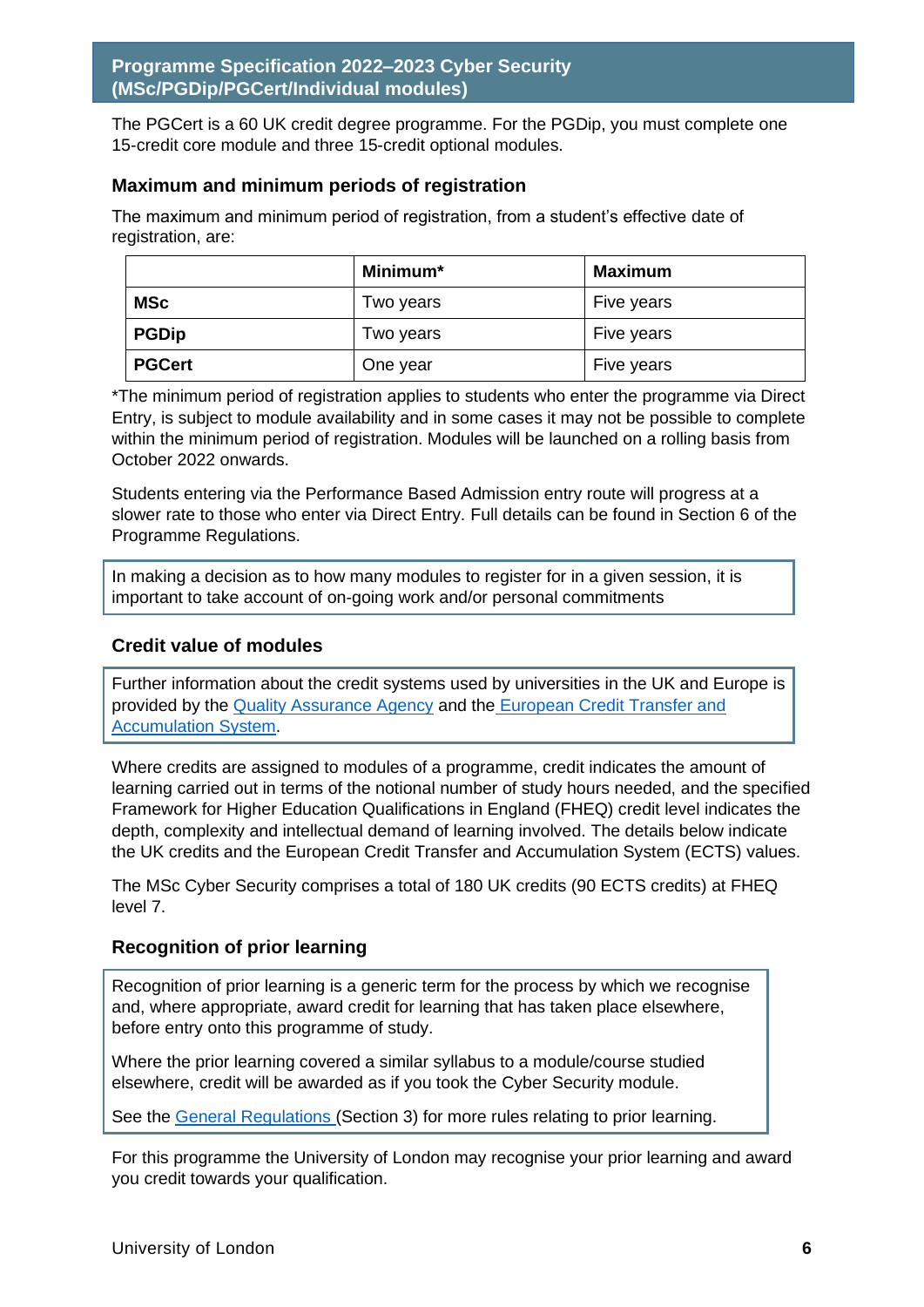The PGCert is a 60 UK credit degree programme. For the PGDip, you must complete one 15-credit core module and three 15-credit optional modules.

### Maximum and minimum periods of registration

The maximum and minimum period of registration, from a student's effective date of registration, are:

| | Minimum* | Maximum |
|---|---|---|
| **MSc** | Two years | Five years |
| **PGDip** | Two years | Five years |
| **PGCert** | One year | Five years |

*The minimum period of registration applies to students who enter the programme via Direct Entry, is subject to module availability and in some cases it may not be possible to complete within the minimum period of registration. Modules will be launched on a rolling basis from October 2022 onwards.

Students entering via the Performance Based Admission entry route will progress at a slower rate to those who enter via Direct Entry. Full details can be found in Section 6 of the Programme Regulations.

In making a decision as to how many modules to register for in a given session, it is important to take account of on-going work and/or personal commitments

### Credit value of modules

Further information about the credit systems used by universities in the UK and Europe is provided by the Quality Assurance Agency and the European Credit Transfer and Accumulation System.

Where credits are assigned to modules of a programme, credit indicates the amount of learning carried out in terms of the notional number of study hours needed, and the specified Framework for Higher Education Qualifications in England (FHEQ) credit level indicates the depth, complexity and intellectual demand of learning involved. The details below indicate the UK credits and the European Credit Transfer and Accumulation System (ECTS) values.

The MSc Cyber Security comprises a total of 180 UK credits (90 ECTS credits) at FHEQ level 7.

### Recognition of prior learning

Recognition of prior learning is a generic term for the process by which we recognise and, where appropriate, award credit for learning that has taken place elsewhere, before entry onto this programme of study.

Where the prior learning covered a similar syllabus to a module/course studied elsewhere, credit will be awarded as if you took the Cyber Security module.

See the General Regulations (Section 3) for more rules relating to prior learning.

For this programme the University of London may recognise your prior learning and award you credit towards your qualification.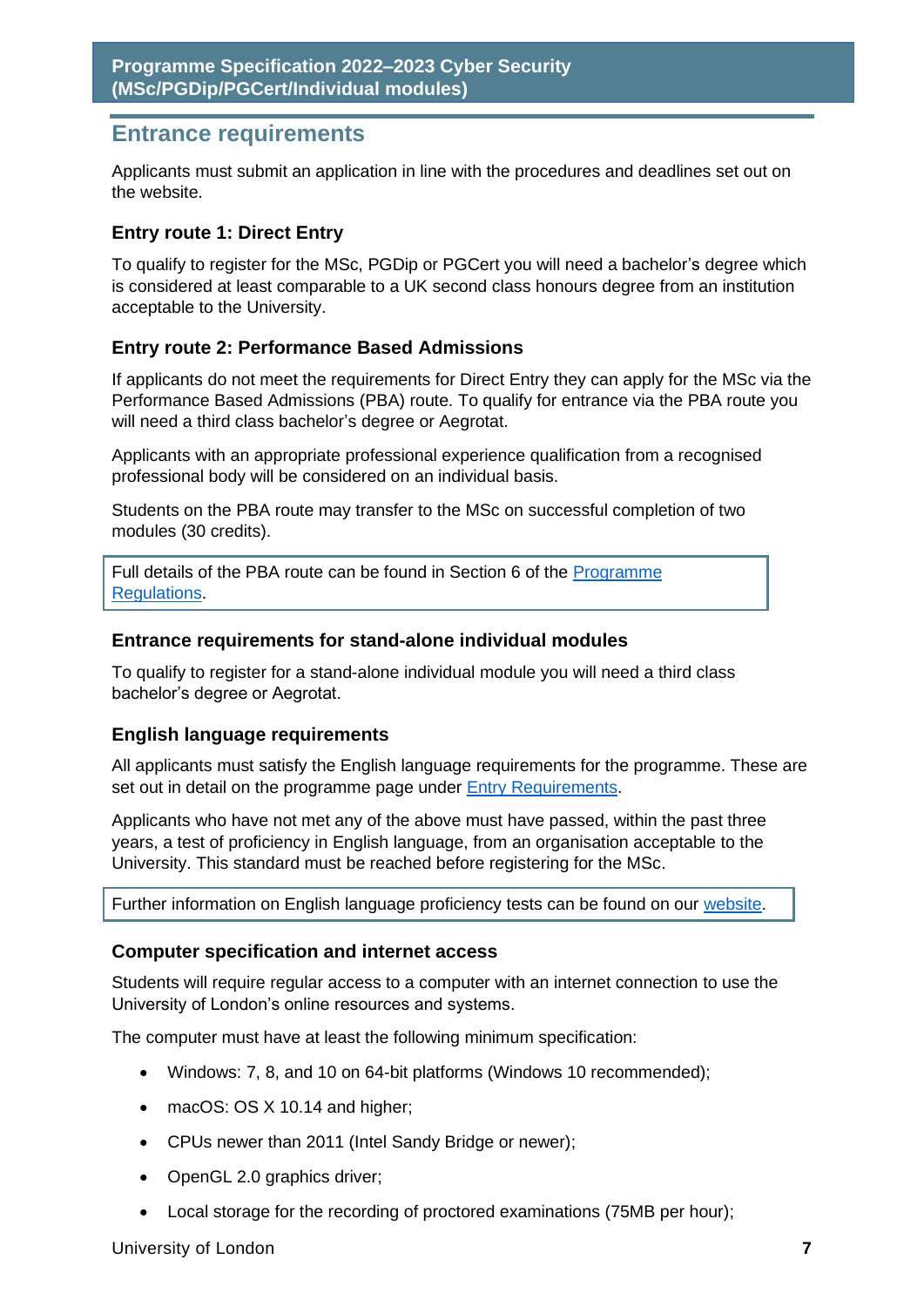## Entrance requirements

Applicants must submit an application in line with the procedures and deadlines set out on the website.

### Entry route 1: Direct Entry

To qualify to register for the MSc, PGDip or PGCert you will need a bachelor's degree which is considered at least comparable to a UK second class honours degree from an institution acceptable to the University.

### Entry route 2: Performance Based Admissions

If applicants do not meet the requirements for Direct Entry they can apply for the MSc via the Performance Based Admissions (PBA) route. To qualify for entrance via the PBA route you will need a third class bachelor's degree or Aegrotat.

Applicants with an appropriate professional experience qualification from a recognised professional body will be considered on an individual basis.

Students on the PBA route may transfer to the MSc on successful completion of two modules (30 credits).

> Full details of the PBA route can be found in Section 6 of the [Programme Regulations](#).

### Entrance requirements for stand-alone individual modules

To qualify to register for a stand-alone individual module you will need a third class bachelor's degree or Aegrotat.

### English language requirements

All applicants must satisfy the English language requirements for the programme. These are set out in detail on the programme page under [Entry Requirements](#).

Applicants who have not met any of the above must have passed, within the past three years, a test of proficiency in English language, from an organisation acceptable to the University. This standard must be reached before registering for the MSc.

> Further information on English language proficiency tests can be found on our [website](#).

### Computer specification and internet access

Students will require regular access to a computer with an internet connection to use the University of London's online resources and systems.

The computer must have at least the following minimum specification:

- Windows: 7, 8, and 10 on 64-bit platforms (Windows 10 recommended);
- macOS: OS X 10.14 and higher;
- CPUs newer than 2011 (Intel Sandy Bridge or newer);
- OpenGL 2.0 graphics driver;
- Local storage for the recording of proctored examinations (75MB per hour);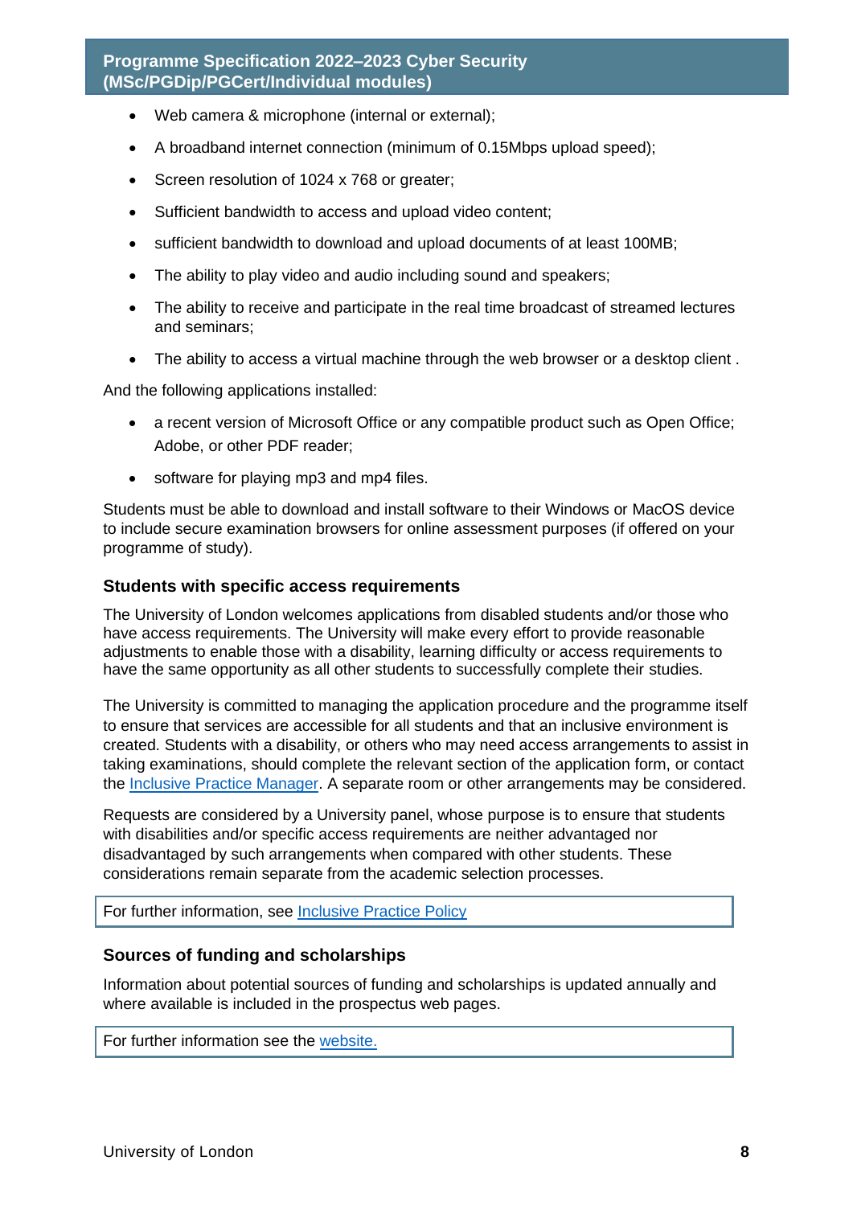- Web camera & microphone (internal or external);
- A broadband internet connection (minimum of 0.15Mbps upload speed);
- Screen resolution of 1024 x 768 or greater;
- Sufficient bandwidth to access and upload video content;
- sufficient bandwidth to download and upload documents of at least 100MB;
- The ability to play video and audio including sound and speakers;
- The ability to receive and participate in the real time broadcast of streamed lectures and seminars;
- The ability to access a virtual machine through the web browser or a desktop client .

And the following applications installed:

- a recent version of Microsoft Office or any compatible product such as Open Office; Adobe, or other PDF reader;
- software for playing mp3 and mp4 files.

Students must be able to download and install software to their Windows or MacOS device to include secure examination browsers for online assessment purposes (if offered on your programme of study).

### Students with specific access requirements

The University of London welcomes applications from disabled students and/or those who have access requirements. The University will make every effort to provide reasonable adjustments to enable those with a disability, learning difficulty or access requirements to have the same opportunity as all other students to successfully complete their studies.

The University is committed to managing the application procedure and the programme itself to ensure that services are accessible for all students and that an inclusive environment is created. Students with a disability, or others who may need access arrangements to assist in taking examinations, should complete the relevant section of the application form, or contact the Inclusive Practice Manager. A separate room or other arrangements may be considered.

Requests are considered by a University panel, whose purpose is to ensure that students with disabilities and/or specific access requirements are neither advantaged nor disadvantaged by such arrangements when compared with other students. These considerations remain separate from the academic selection processes.

For further information, see Inclusive Practice Policy

### Sources of funding and scholarships

Information about potential sources of funding and scholarships is updated annually and where available is included in the prospectus web pages.

For further information see the website.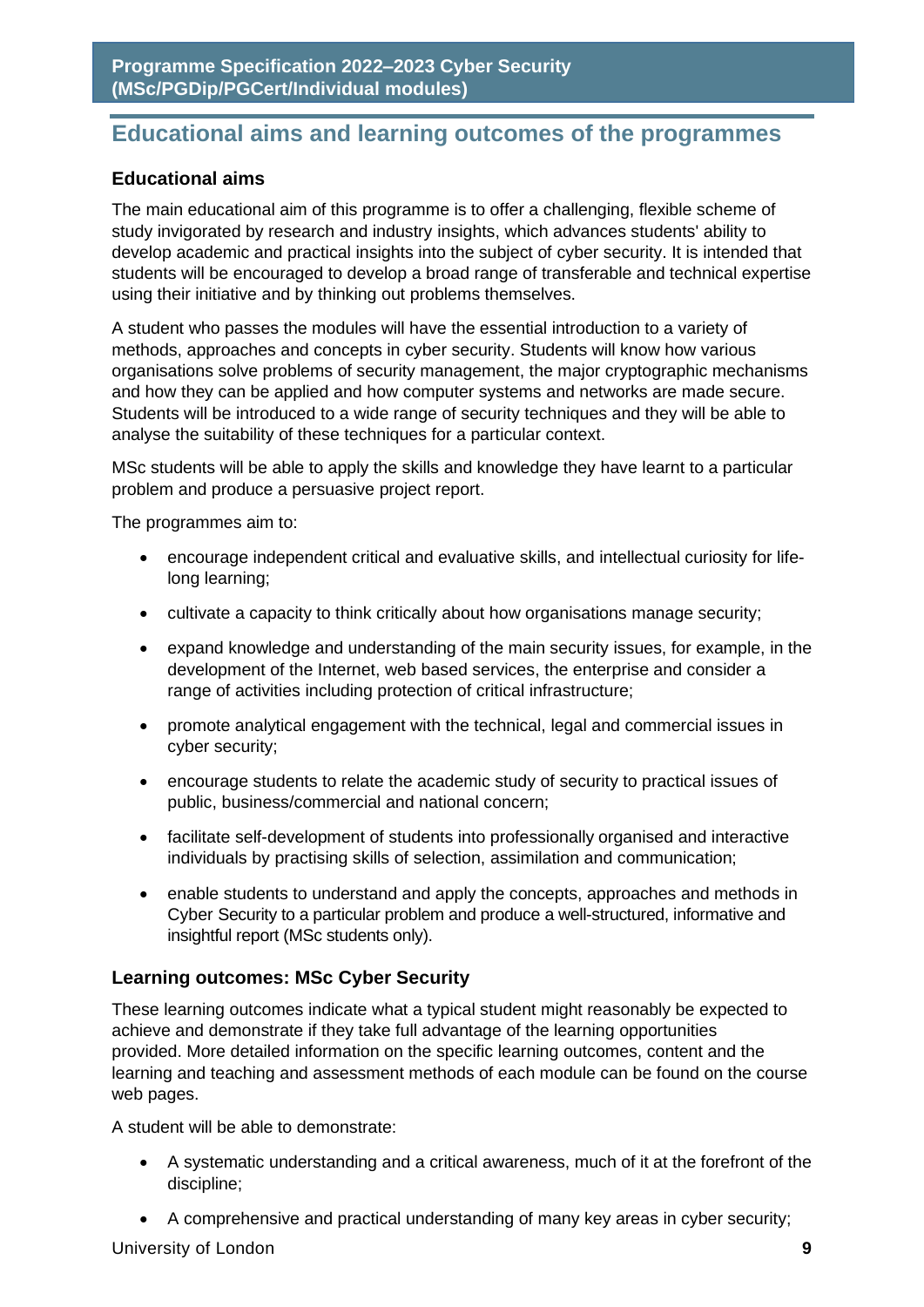## Educational aims and learning outcomes of the programmes

### Educational aims

The main educational aim of this programme is to offer a challenging, flexible scheme of study invigorated by research and industry insights, which advances students' ability to develop academic and practical insights into the subject of cyber security. It is intended that students will be encouraged to develop a broad range of transferable and technical expertise using their initiative and by thinking out problems themselves.

A student who passes the modules will have the essential introduction to a variety of methods, approaches and concepts in cyber security. Students will know how various organisations solve problems of security management, the major cryptographic mechanisms and how they can be applied and how computer systems and networks are made secure. Students will be introduced to a wide range of security techniques and they will be able to analyse the suitability of these techniques for a particular context.

MSc students will be able to apply the skills and knowledge they have learnt to a particular problem and produce a persuasive project report.

The programmes aim to:

- encourage independent critical and evaluative skills, and intellectual curiosity for life-long learning;
- cultivate a capacity to think critically about how organisations manage security;
- expand knowledge and understanding of the main security issues, for example, in the development of the Internet, web based services, the enterprise and consider a range of activities including protection of critical infrastructure;
- promote analytical engagement with the technical, legal and commercial issues in cyber security;
- encourage students to relate the academic study of security to practical issues of public, business/commercial and national concern;
- facilitate self-development of students into professionally organised and interactive individuals by practising skills of selection, assimilation and communication;
- enable students to understand and apply the concepts, approaches and methods in Cyber Security to a particular problem and produce a well-structured, informative and insightful report (MSc students only).

### Learning outcomes: MSc Cyber Security

These learning outcomes indicate what a typical student might reasonably be expected to achieve and demonstrate if they take full advantage of the learning opportunities provided. More detailed information on the specific learning outcomes, content and the learning and teaching and assessment methods of each module can be found on the course web pages.

A student will be able to demonstrate:

- A systematic understanding and a critical awareness, much of it at the forefront of the discipline;
- A comprehensive and practical understanding of many key areas in cyber security;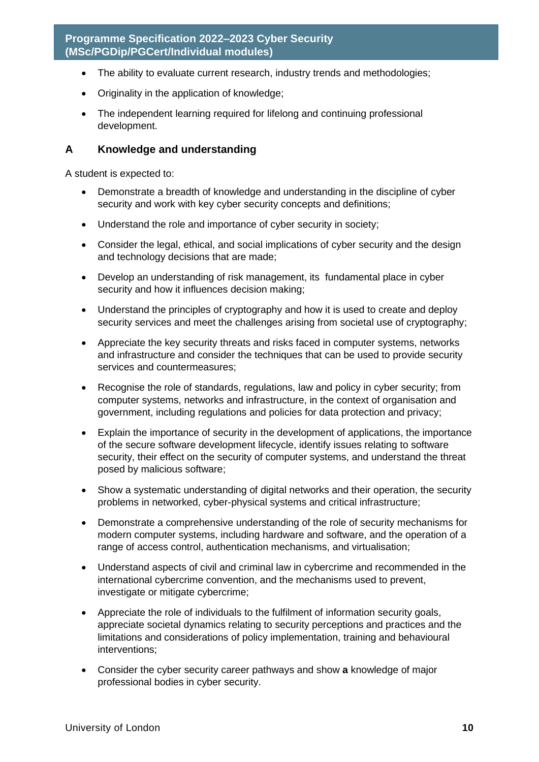- The ability to evaluate current research, industry trends and methodologies;
- Originality in the application of knowledge;
- The independent learning required for lifelong and continuing professional development.

## A Knowledge and understanding

A student is expected to:

- Demonstrate a breadth of knowledge and understanding in the discipline of cyber security and work with key cyber security concepts and definitions;
- Understand the role and importance of cyber security in society;
- Consider the legal, ethical, and social implications of cyber security and the design and technology decisions that are made;
- Develop an understanding of risk management, its fundamental place in cyber security and how it influences decision making;
- Understand the principles of cryptography and how it is used to create and deploy security services and meet the challenges arising from societal use of cryptography;
- Appreciate the key security threats and risks faced in computer systems, networks and infrastructure and consider the techniques that can be used to provide security services and countermeasures;
- Recognise the role of standards, regulations, law and policy in cyber security; from computer systems, networks and infrastructure, in the context of organisation and government, including regulations and policies for data protection and privacy;
- Explain the importance of security in the development of applications, the importance of the secure software development lifecycle, identify issues relating to software security, their effect on the security of computer systems, and understand the threat posed by malicious software;
- Show a systematic understanding of digital networks and their operation, the security problems in networked, cyber-physical systems and critical infrastructure;
- Demonstrate a comprehensive understanding of the role of security mechanisms for modern computer systems, including hardware and software, and the operation of a range of access control, authentication mechanisms, and virtualisation;
- Understand aspects of civil and criminal law in cybercrime and recommended in the international cybercrime convention, and the mechanisms used to prevent, investigate or mitigate cybercrime;
- Appreciate the role of individuals to the fulfilment of information security goals, appreciate societal dynamics relating to security perceptions and practices and the limitations and considerations of policy implementation, training and behavioural interventions;
- Consider the cyber security career pathways and show **a** knowledge of major professional bodies in cyber security.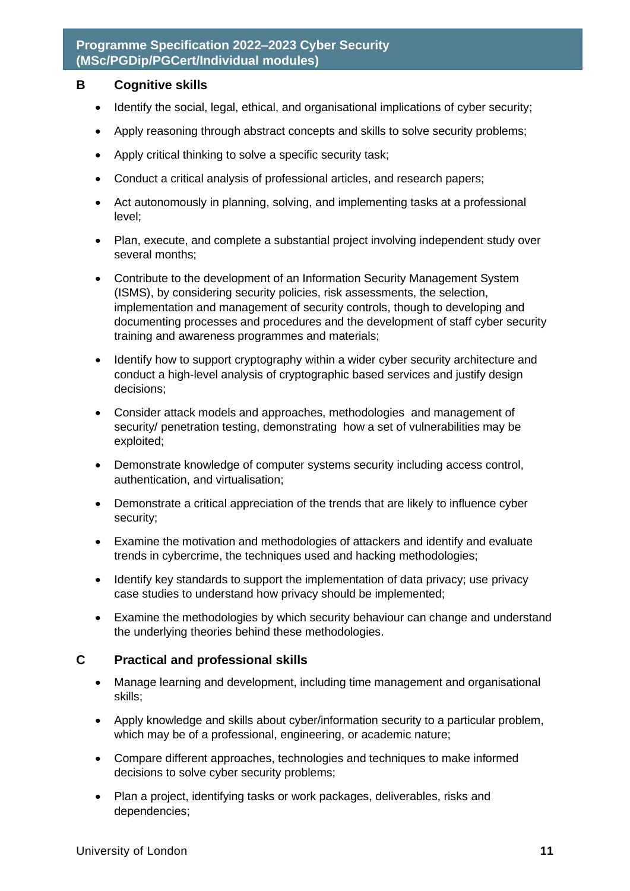## B Cognitive skills

- Identify the social, legal, ethical, and organisational implications of cyber security;
- Apply reasoning through abstract concepts and skills to solve security problems;
- Apply critical thinking to solve a specific security task;
- Conduct a critical analysis of professional articles, and research papers;
- Act autonomously in planning, solving, and implementing tasks at a professional level;
- Plan, execute, and complete a substantial project involving independent study over several months;
- Contribute to the development of an Information Security Management System (ISMS), by considering security policies, risk assessments, the selection, implementation and management of security controls, though to developing and documenting processes and procedures and the development of staff cyber security training and awareness programmes and materials;
- Identify how to support cryptography within a wider cyber security architecture and conduct a high-level analysis of cryptographic based services and justify design decisions;
- Consider attack models and approaches, methodologies and management of security/ penetration testing, demonstrating how a set of vulnerabilities may be exploited;
- Demonstrate knowledge of computer systems security including access control, authentication, and virtualisation;
- Demonstrate a critical appreciation of the trends that are likely to influence cyber security;
- Examine the motivation and methodologies of attackers and identify and evaluate trends in cybercrime, the techniques used and hacking methodologies;
- Identify key standards to support the implementation of data privacy; use privacy case studies to understand how privacy should be implemented;
- Examine the methodologies by which security behaviour can change and understand the underlying theories behind these methodologies.

## C Practical and professional skills

- Manage learning and development, including time management and organisational skills;
- Apply knowledge and skills about cyber/information security to a particular problem, which may be of a professional, engineering, or academic nature;
- Compare different approaches, technologies and techniques to make informed decisions to solve cyber security problems;
- Plan a project, identifying tasks or work packages, deliverables, risks and dependencies;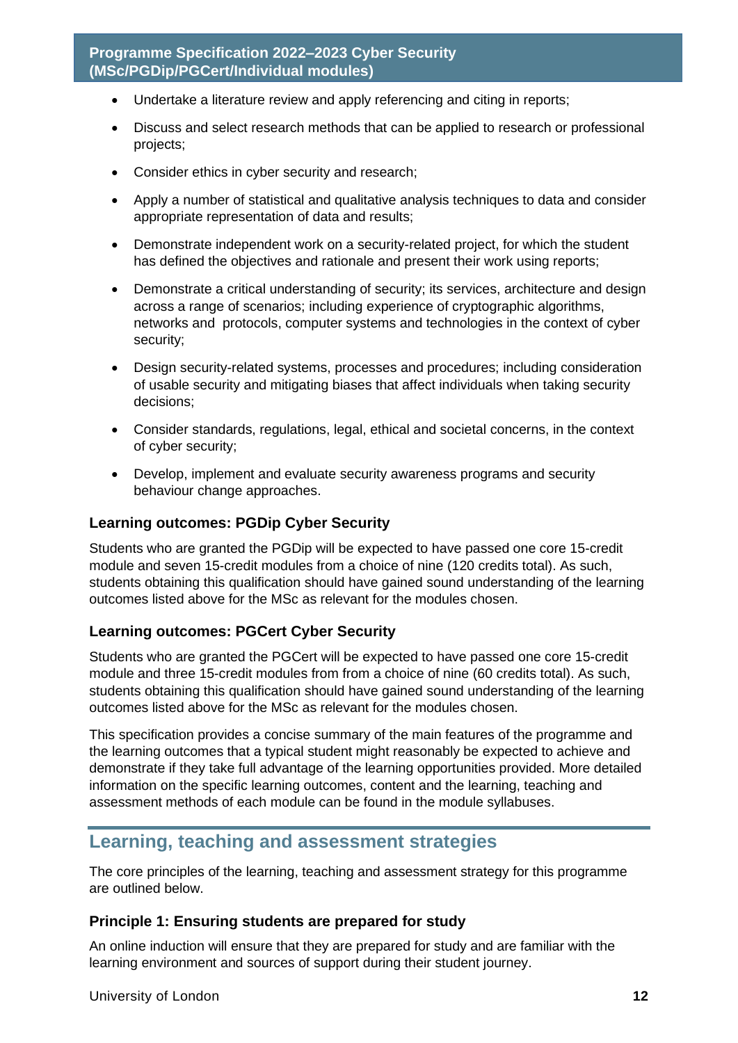- Undertake a literature review and apply referencing and citing in reports;
- Discuss and select research methods that can be applied to research or professional projects;
- Consider ethics in cyber security and research;
- Apply a number of statistical and qualitative analysis techniques to data and consider appropriate representation of data and results;
- Demonstrate independent work on a security-related project, for which the student has defined the objectives and rationale and present their work using reports;
- Demonstrate a critical understanding of security; its services, architecture and design across a range of scenarios; including experience of cryptographic algorithms, networks and protocols, computer systems and technologies in the context of cyber security;
- Design security-related systems, processes and procedures; including consideration of usable security and mitigating biases that affect individuals when taking security decisions;
- Consider standards, regulations, legal, ethical and societal concerns, in the context of cyber security;
- Develop, implement and evaluate security awareness programs and security behaviour change approaches.

### Learning outcomes: PGDip Cyber Security

Students who are granted the PGDip will be expected to have passed one core 15-credit module and seven 15-credit modules from a choice of nine (120 credits total). As such, students obtaining this qualification should have gained sound understanding of the learning outcomes listed above for the MSc as relevant for the modules chosen.

### Learning outcomes: PGCert Cyber Security

Students who are granted the PGCert will be expected to have passed one core 15-credit module and three 15-credit modules from from a choice of nine (60 credits total). As such, students obtaining this qualification should have gained sound understanding of the learning outcomes listed above for the MSc as relevant for the modules chosen.

This specification provides a concise summary of the main features of the programme and the learning outcomes that a typical student might reasonably be expected to achieve and demonstrate if they take full advantage of the learning opportunities provided. More detailed information on the specific learning outcomes, content and the learning, teaching and assessment methods of each module can be found in the module syllabuses.

## Learning, teaching and assessment strategies

The core principles of the learning, teaching and assessment strategy for this programme are outlined below.

### Principle 1: Ensuring students are prepared for study

An online induction will ensure that they are prepared for study and are familiar with the learning environment and sources of support during their student journey.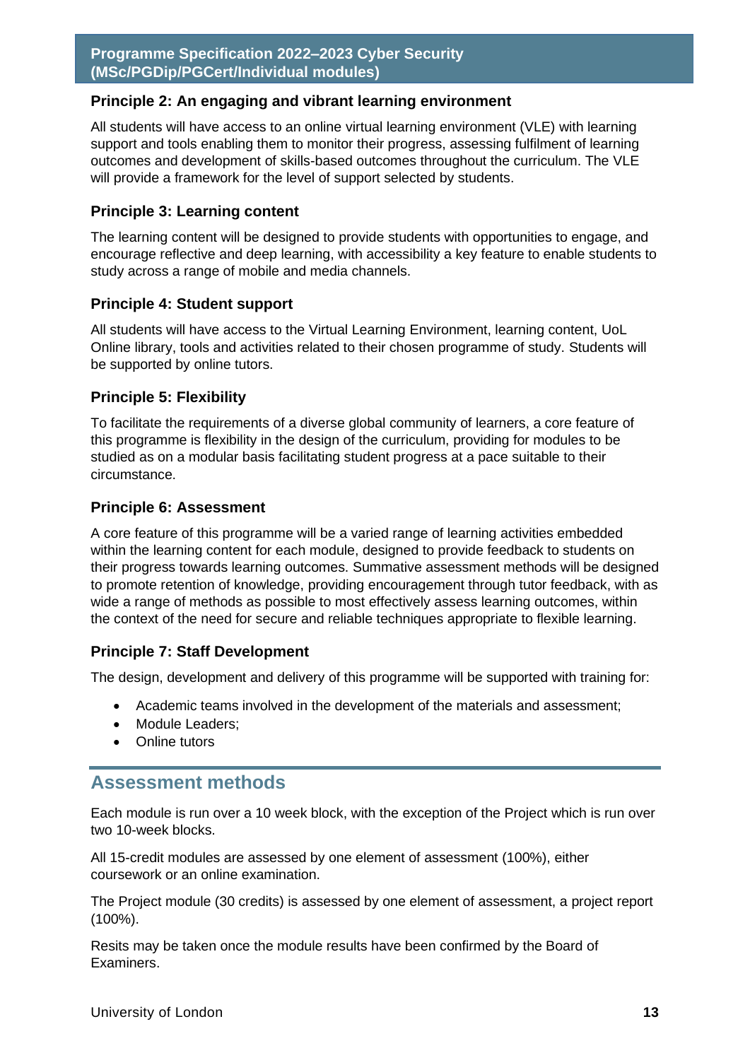### Principle 2: An engaging and vibrant learning environment

All students will have access to an online virtual learning environment (VLE) with learning support and tools enabling them to monitor their progress, assessing fulfilment of learning outcomes and development of skills-based outcomes throughout the curriculum. The VLE will provide a framework for the level of support selected by students.

### Principle 3: Learning content

The learning content will be designed to provide students with opportunities to engage, and encourage reflective and deep learning, with accessibility a key feature to enable students to study across a range of mobile and media channels.

### Principle 4: Student support

All students will have access to the Virtual Learning Environment, learning content, UoL Online library, tools and activities related to their chosen programme of study. Students will be supported by online tutors.

### Principle 5: Flexibility

To facilitate the requirements of a diverse global community of learners, a core feature of this programme is flexibility in the design of the curriculum, providing for modules to be studied as on a modular basis facilitating student progress at a pace suitable to their circumstance.

### Principle 6: Assessment

A core feature of this programme will be a varied range of learning activities embedded within the learning content for each module, designed to provide feedback to students on their progress towards learning outcomes. Summative assessment methods will be designed to promote retention of knowledge, providing encouragement through tutor feedback, with as wide a range of methods as possible to most effectively assess learning outcomes, within the context of the need for secure and reliable techniques appropriate to flexible learning.

### Principle 7: Staff Development

The design, development and delivery of this programme will be supported with training for:

- Academic teams involved in the development of the materials and assessment;
- Module Leaders;
- Online tutors

## Assessment methods

Each module is run over a 10 week block, with the exception of the Project which is run over two 10-week blocks.

All 15-credit modules are assessed by one element of assessment (100%), either coursework or an online examination.

The Project module (30 credits) is assessed by one element of assessment, a project report (100%).

Resits may be taken once the module results have been confirmed by the Board of Examiners.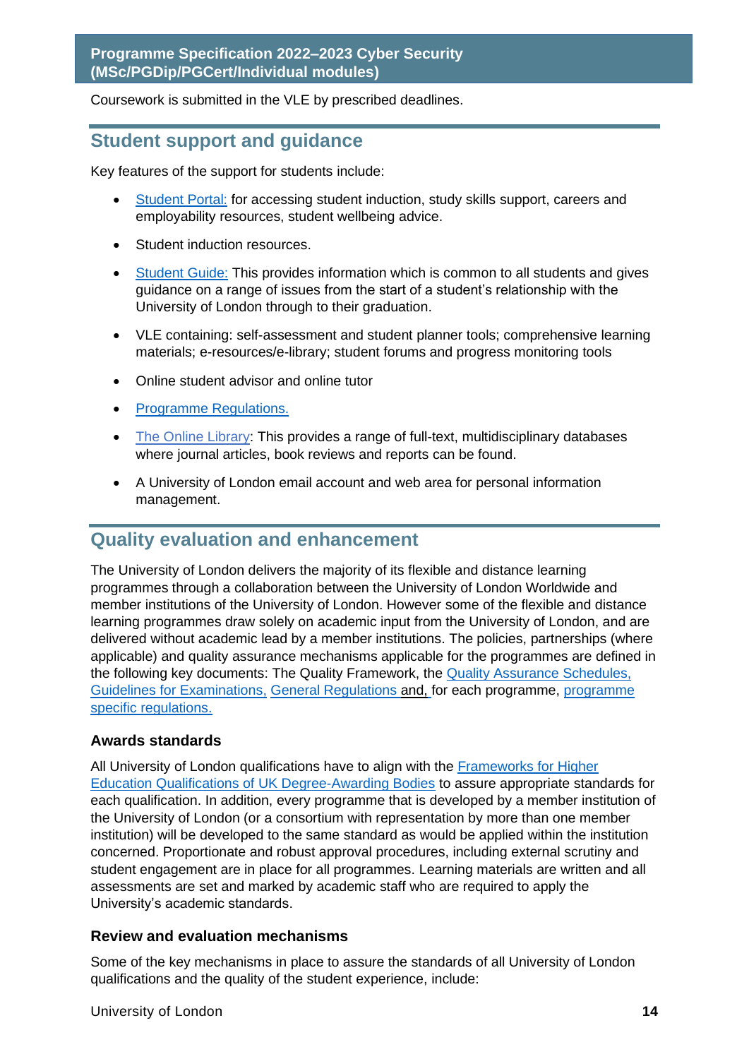Coursework is submitted in the VLE by prescribed deadlines.

## Student support and guidance

Key features of the support for students include:

- Student Portal: for accessing student induction, study skills support, careers and employability resources, student wellbeing advice.
- Student induction resources.
- Student Guide: This provides information which is common to all students and gives guidance on a range of issues from the start of a student's relationship with the University of London through to their graduation.
- VLE containing: self-assessment and student planner tools; comprehensive learning materials; e-resources/e-library; student forums and progress monitoring tools
- Online student advisor and online tutor
- Programme Regulations.
- The Online Library: This provides a range of full-text, multidisciplinary databases where journal articles, book reviews and reports can be found.
- A University of London email account and web area for personal information management.

## Quality evaluation and enhancement

The University of London delivers the majority of its flexible and distance learning programmes through a collaboration between the University of London Worldwide and member institutions of the University of London. However some of the flexible and distance learning programmes draw solely on academic input from the University of London, and are delivered without academic lead by a member institutions. The policies, partnerships (where applicable) and quality assurance mechanisms applicable for the programmes are defined in the following key documents: The Quality Framework, the Quality Assurance Schedules, Guidelines for Examinations, General Regulations and, for each programme, programme specific regulations.

### Awards standards

All University of London qualifications have to align with the Frameworks for Higher Education Qualifications of UK Degree-Awarding Bodies to assure appropriate standards for each qualification. In addition, every programme that is developed by a member institution of the University of London (or a consortium with representation by more than one member institution) will be developed to the same standard as would be applied within the institution concerned. Proportionate and robust approval procedures, including external scrutiny and student engagement are in place for all programmes. Learning materials are written and all assessments are set and marked by academic staff who are required to apply the University's academic standards.

### Review and evaluation mechanisms

Some of the key mechanisms in place to assure the standards of all University of London qualifications and the quality of the student experience, include: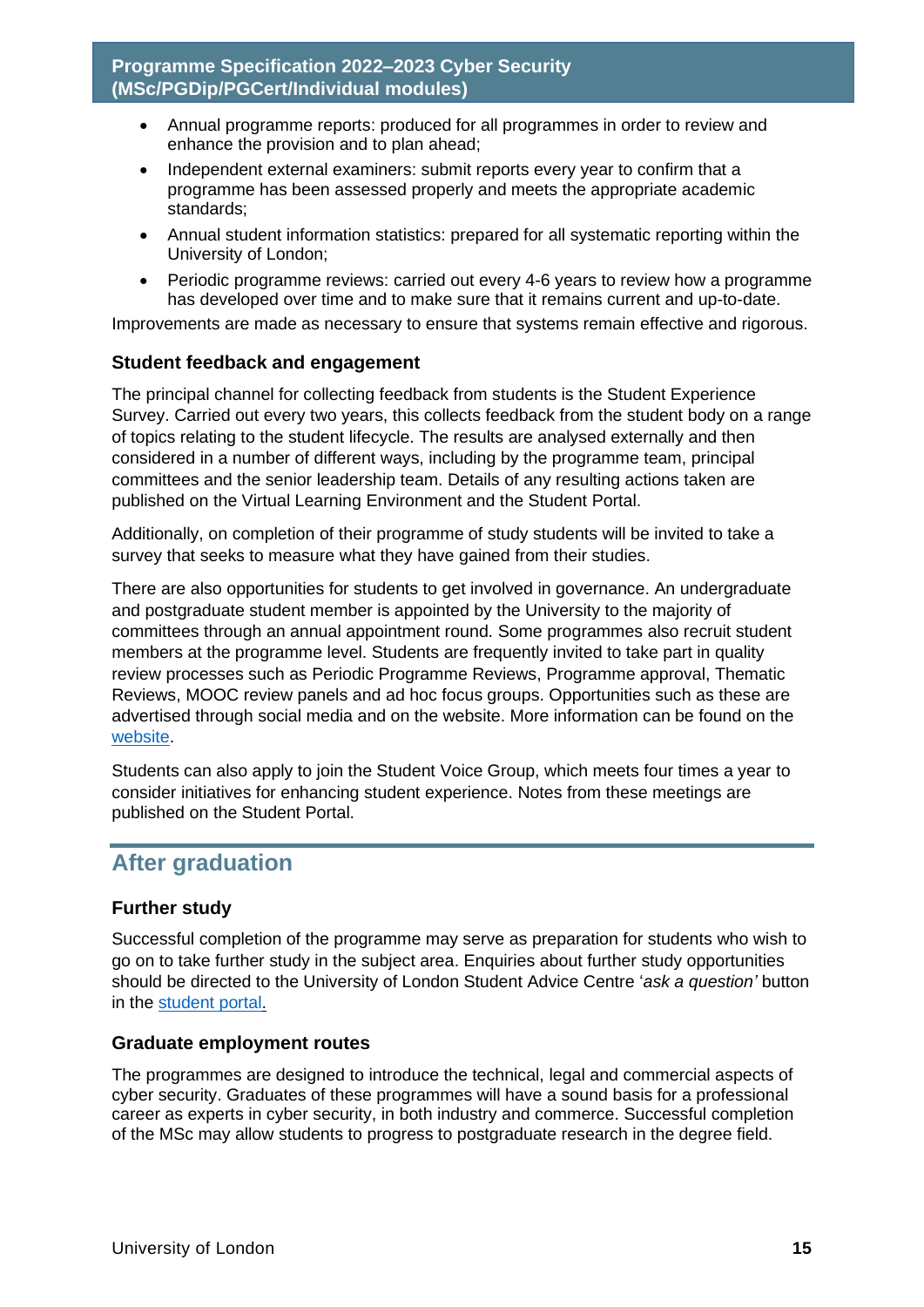- Annual programme reports: produced for all programmes in order to review and enhance the provision and to plan ahead;
- Independent external examiners: submit reports every year to confirm that a programme has been assessed properly and meets the appropriate academic standards;
- Annual student information statistics: prepared for all systematic reporting within the University of London;
- Periodic programme reviews: carried out every 4-6 years to review how a programme has developed over time and to make sure that it remains current and up-to-date.

Improvements are made as necessary to ensure that systems remain effective and rigorous.

### Student feedback and engagement

The principal channel for collecting feedback from students is the Student Experience Survey. Carried out every two years, this collects feedback from the student body on a range of topics relating to the student lifecycle. The results are analysed externally and then considered in a number of different ways, including by the programme team, principal committees and the senior leadership team. Details of any resulting actions taken are published on the Virtual Learning Environment and the Student Portal.

Additionally, on completion of their programme of study students will be invited to take a survey that seeks to measure what they have gained from their studies.

There are also opportunities for students to get involved in governance. An undergraduate and postgraduate student member is appointed by the University to the majority of committees through an annual appointment round. Some programmes also recruit student members at the programme level. Students are frequently invited to take part in quality review processes such as Periodic Programme Reviews, Programme approval, Thematic Reviews, MOOC review panels and ad hoc focus groups. Opportunities such as these are advertised through social media and on the website. More information can be found on the website.

Students can also apply to join the Student Voice Group, which meets four times a year to consider initiatives for enhancing student experience. Notes from these meetings are published on the Student Portal.

## After graduation

### Further study

Successful completion of the programme may serve as preparation for students who wish to go on to take further study in the subject area. Enquiries about further study opportunities should be directed to the University of London Student Advice Centre '*ask a question'* button in the student portal.

### Graduate employment routes

The programmes are designed to introduce the technical, legal and commercial aspects of cyber security. Graduates of these programmes will have a sound basis for a professional career as experts in cyber security, in both industry and commerce. Successful completion of the MSc may allow students to progress to postgraduate research in the degree field.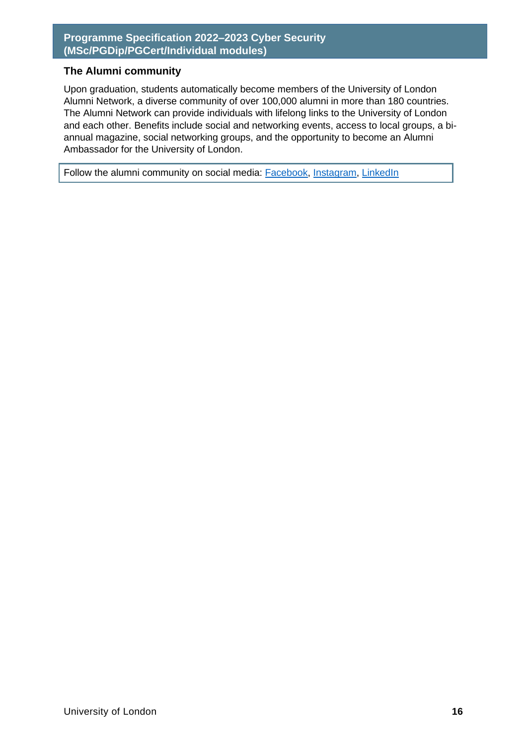## The Alumni community

Upon graduation, students automatically become members of the University of London Alumni Network, a diverse community of over 100,000 alumni in more than 180 countries. The Alumni Network can provide individuals with lifelong links to the University of London and each other. Benefits include social and networking events, access to local groups, a bi-annual magazine, social networking groups, and the opportunity to become an Alumni Ambassador for the University of London.

Follow the alumni community on social media: Facebook, Instagram, LinkedIn